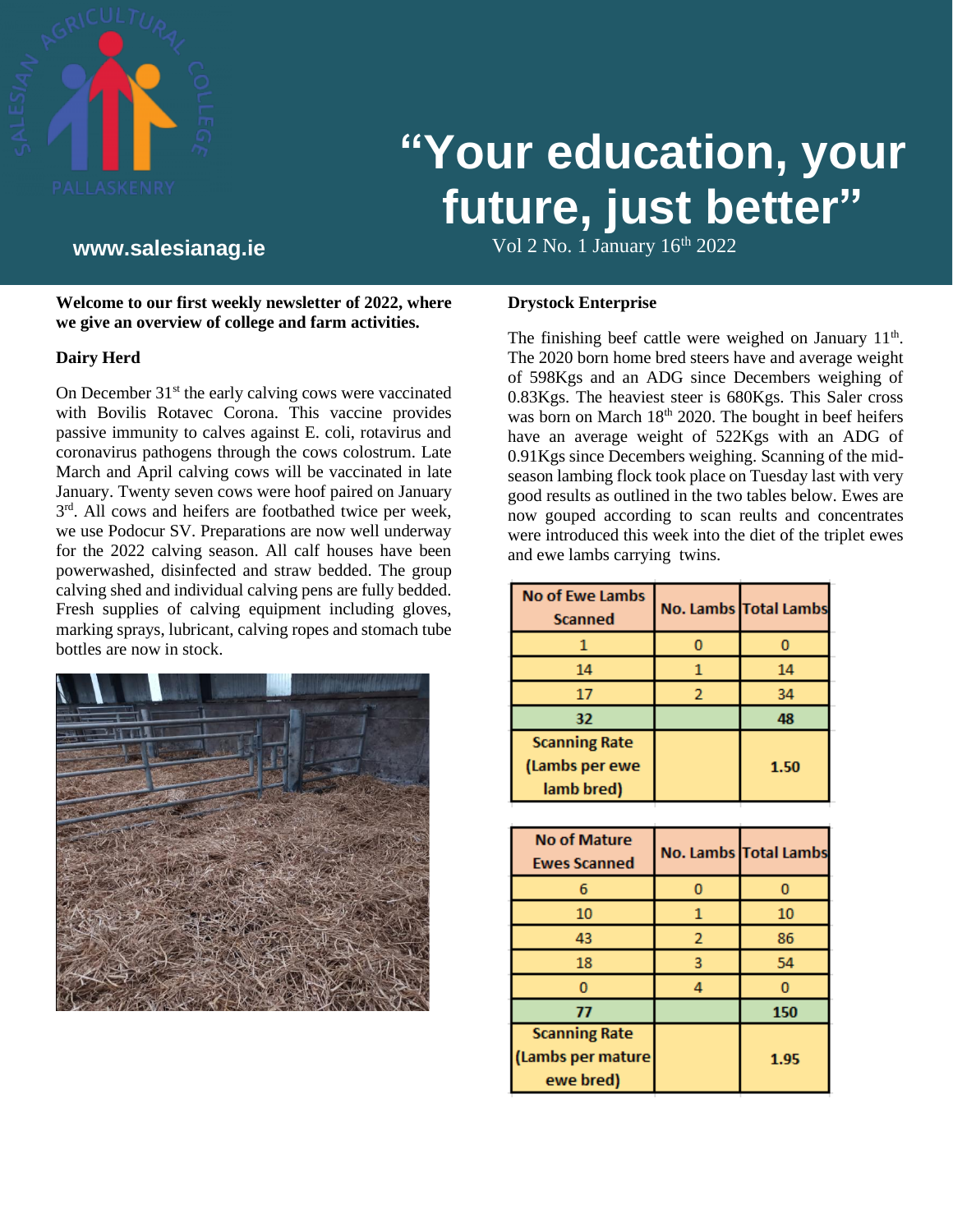# "Your education, your future, just better"

**www.salesianag.ie**

Vol 2 No. 1 January 16th 2022

**Welcome to our first weekly newsletter of 2022, where we give an overview of college and farm activities.**

## Dairy Herd

On December 31st the early calving cows were vaccinated with Bovilis Rotavec Corona. This vaccine provides passive immunity to calves against E. coli, rotavirus and coronavirus pathogens through the cows colostrum. Late March and April calving cows will be vaccinated in late January. Twenty seven cows were hoof paired on January 3rd. All cows and heifers are footbathed twice per week, we use Podocur SV. Preparations are now well underway for the 2022 calving season. All calf houses have been powerwashed, disinfected and straw bedded. The group calving shed and individual calving pens are fully bedded. Fresh supplies of calving equipment including gloves, marking sprays, lubricant, calving ropes and stomach tube bottles are now in stock.

## Drystock Enterprise

The finishing beef cattle were weighed on January 11th. The 2020 born home bred steers have and average weight of 598Kgs and an ADG since Decembers weighing of 0.83Kgs. The heaviest steer is 680Kgs. This Saler cross was born on March 18th 2020. The bought in beef heifers have an average weight of 522Kgs with an ADG of 0.91Kgs since Decembers weighing. Scanning of the mid-season lambing flock took place on Tuesday last with very good results as outlined in the two tables below. Ewes are now gouped according to scan reults and concentrates were introduced this week into the diet of the triplet ewes and ewe lambs carrying twins.

| No of Ewe Lambs Scanned | No. Lambs | Total Lambs |
|---|---|---|
| 1 | 0 | 0 |
| 14 | 1 | 14 |
| 17 | 2 | 34 |
| **32** | | **48** |
| **Scanning Rate (Lambs per ewe lamb bred)** | | **1.50** |

| No of Mature Ewes Scanned | No. Lambs | Total Lambs |
|---|---|---|
| 6 | 0 | 0 |
| 10 | 1 | 10 |
| 43 | 2 | 86 |
| 18 | 3 | 54 |
| 0 | 4 | 0 |
| **77** | | **150** |
| **Scanning Rate (Lambs per mature ewe bred)** | | **1.95** |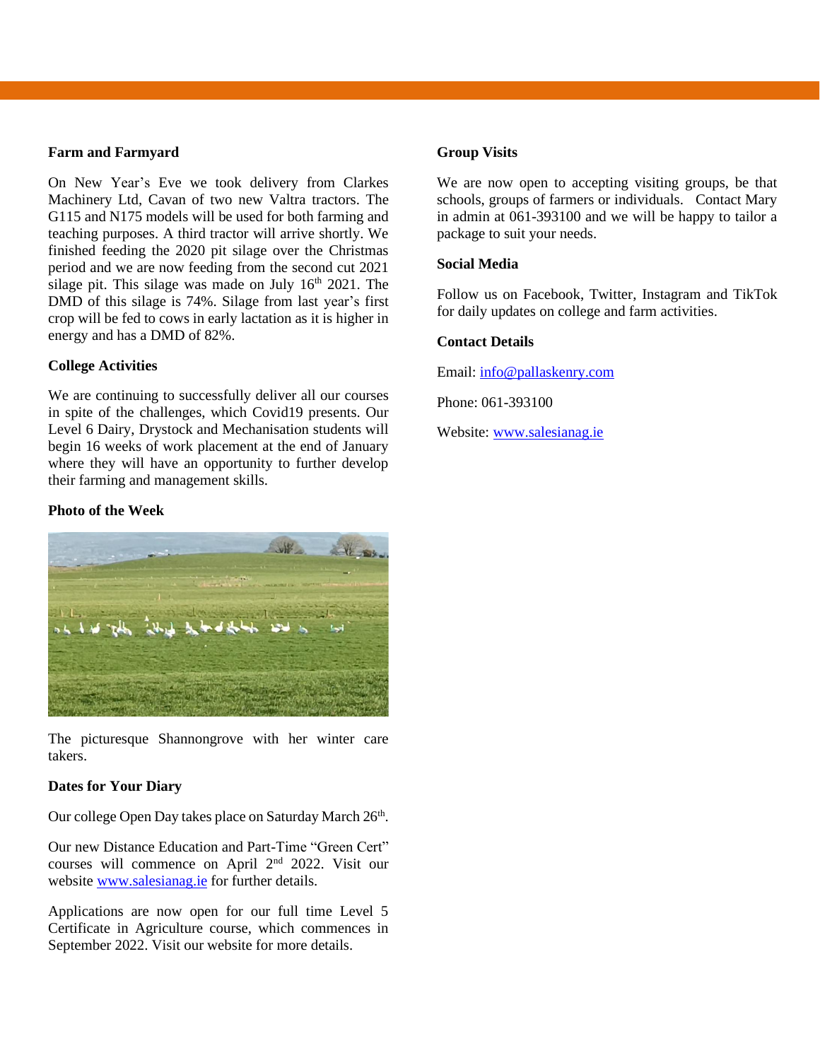### Farm and Farmyard

On New Year's Eve we took delivery from Clarkes Machinery Ltd, Cavan of two new Valtra tractors. The G115 and N175 models will be used for both farming and teaching purposes. A third tractor will arrive shortly. We finished feeding the 2020 pit silage over the Christmas period and we are now feeding from the second cut 2021 silage pit. This silage was made on July 16th 2021. The DMD of this silage is 74%. Silage from last year's first crop will be fed to cows in early lactation as it is higher in energy and has a DMD of 82%.

### College Activities

We are continuing to successfully deliver all our courses in spite of the challenges, which Covid19 presents. Our Level 6 Dairy, Drystock and Mechanisation students will begin 16 weeks of work placement at the end of January where they will have an opportunity to further develop their farming and management skills.

### Photo of the Week

The picturesque Shannongrove with her winter care takers.

### Dates for Your Diary

Our college Open Day takes place on Saturday March 26th.

Our new Distance Education and Part-Time "Green Cert" courses will commence on April 2nd 2022. Visit our website www.salesianag.ie for further details.

Applications are now open for our full time Level 5 Certificate in Agriculture course, which commences in September 2022. Visit our website for more details.

### Group Visits

We are now open to accepting visiting groups, be that schools, groups of farmers or individuals. Contact Mary in admin at 061-393100 and we will be happy to tailor a package to suit your needs.

### Social Media

Follow us on Facebook, Twitter, Instagram and TikTok for daily updates on college and farm activities.

### Contact Details

Email: info@pallaskenry.com

Phone: 061-393100

Website: www.salesianag.ie